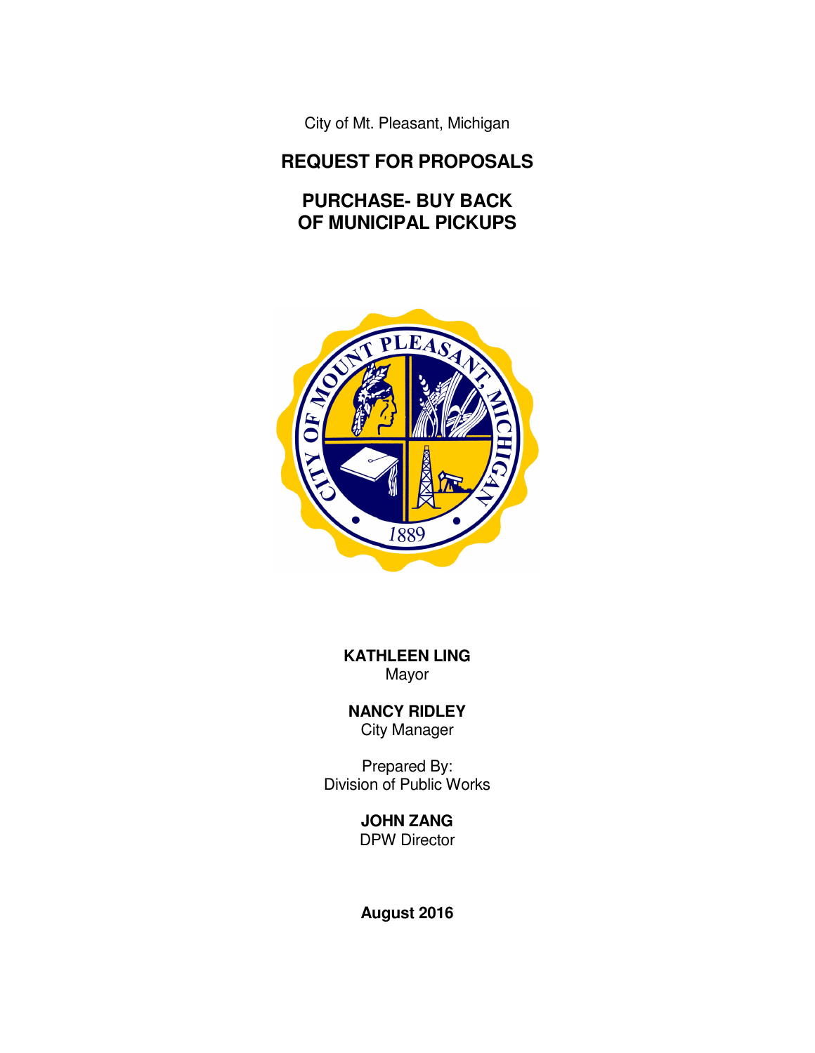City of Mt. Pleasant, Michigan

# REQUEST FOR PROPOSALS

# PURCHASE- BUY BACK OF MUNICIPAL PICKUPS

**KATHLEEN LING**
Mayor

**NANCY RIDLEY**
City Manager

Prepared By:
Division of Public Works

**JOHN ZANG**
DPW Director

**August 2016**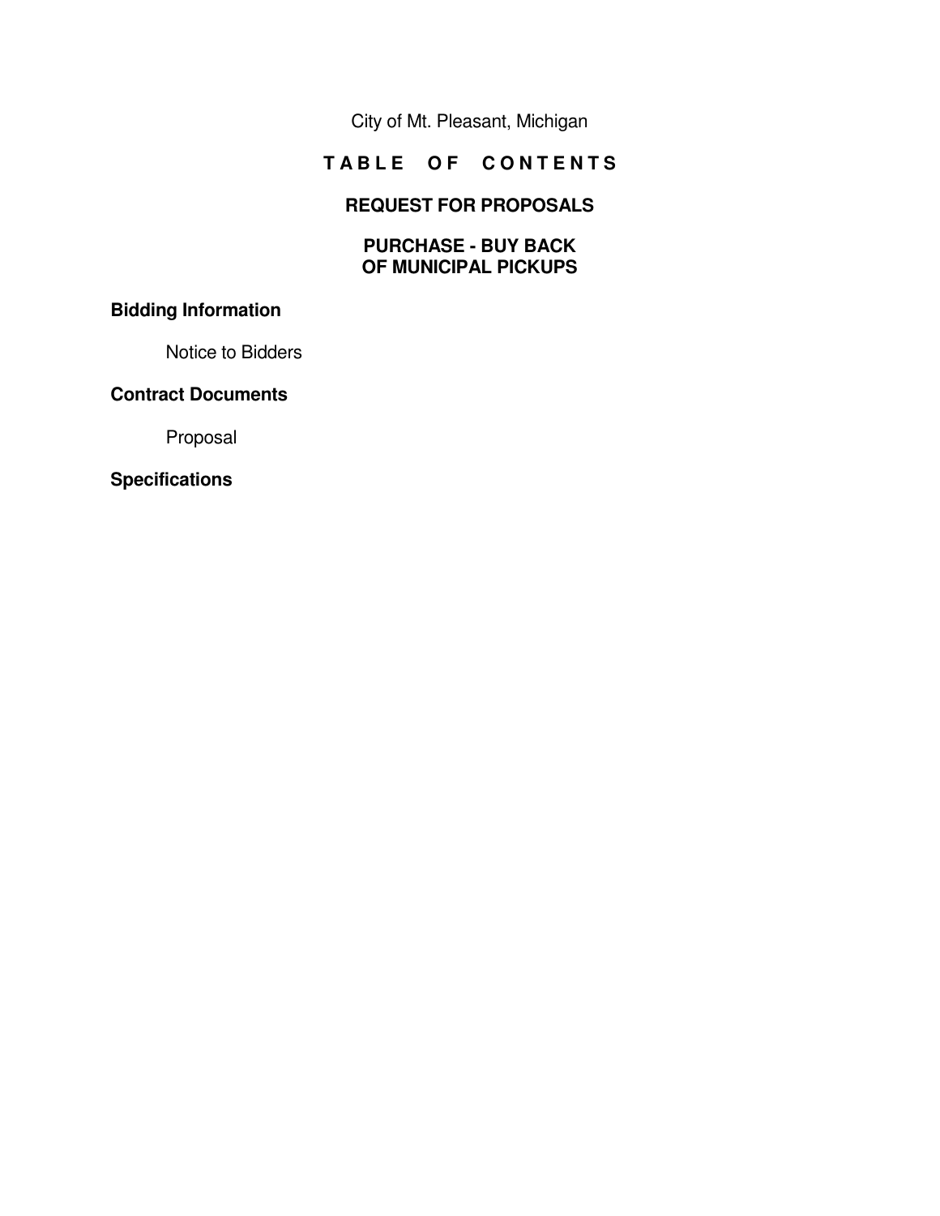City of Mt. Pleasant, Michigan

# TABLE OF CONTENTS

## REQUEST FOR PROPOSALS

## PURCHASE - BUY BACK OF MUNICIPAL PICKUPS

**Bidding Information**

Notice to Bidders

**Contract Documents**

Proposal

**Specifications**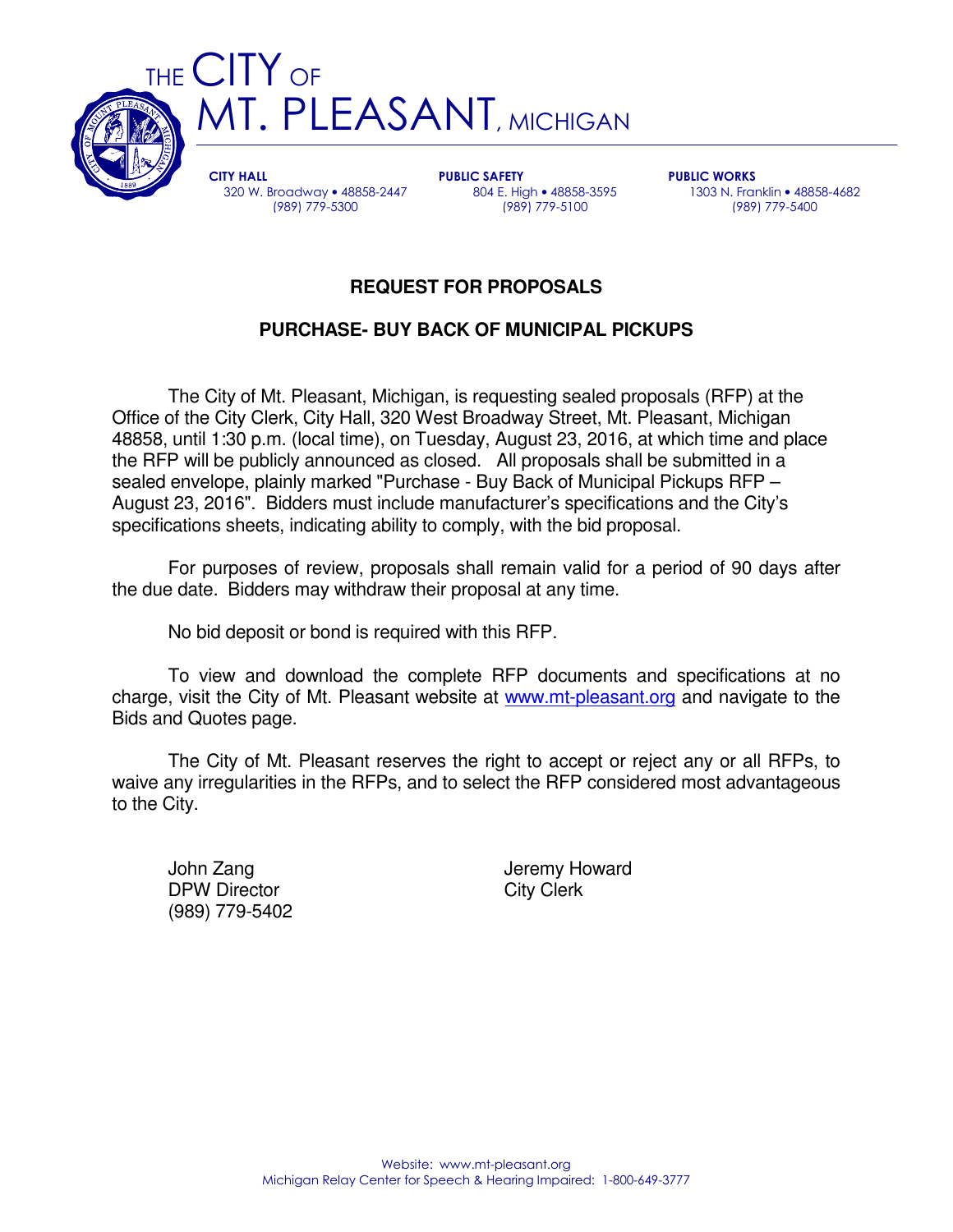# THE CITY OF MT. PLEASANT, MICHIGAN

**CITY HALL**
320 W. Broadway • 48858-2447
(989) 779-5300

**PUBLIC SAFETY**
804 E. High • 48858-3595
(989) 779-5100

**PUBLIC WORKS**
1303 N. Franklin • 48858-4682
(989) 779-5400

## REQUEST FOR PROPOSALS

## PURCHASE- BUY BACK OF MUNICIPAL PICKUPS

The City of Mt. Pleasant, Michigan, is requesting sealed proposals (RFP) at the Office of the City Clerk, City Hall, 320 West Broadway Street, Mt. Pleasant, Michigan 48858, until 1:30 p.m. (local time), on Tuesday, August 23, 2016, at which time and place the RFP will be publicly announced as closed. All proposals shall be submitted in a sealed envelope, plainly marked "Purchase - Buy Back of Municipal Pickups RFP – August 23, 2016". Bidders must include manufacturer's specifications and the City's specifications sheets, indicating ability to comply, with the bid proposal.

For purposes of review, proposals shall remain valid for a period of 90 days after the due date. Bidders may withdraw their proposal at any time.

No bid deposit or bond is required with this RFP.

To view and download the complete RFP documents and specifications at no charge, visit the City of Mt. Pleasant website at www.mt-pleasant.org and navigate to the Bids and Quotes page.

The City of Mt. Pleasant reserves the right to accept or reject any or all RFPs, to waive any irregularities in the RFPs, and to select the RFP considered most advantageous to the City.

John Zang
DPW Director
(989) 779-5402

Jeremy Howard
City Clerk

Website: www.mt-pleasant.org
Michigan Relay Center for Speech & Hearing Impaired: 1-800-649-3777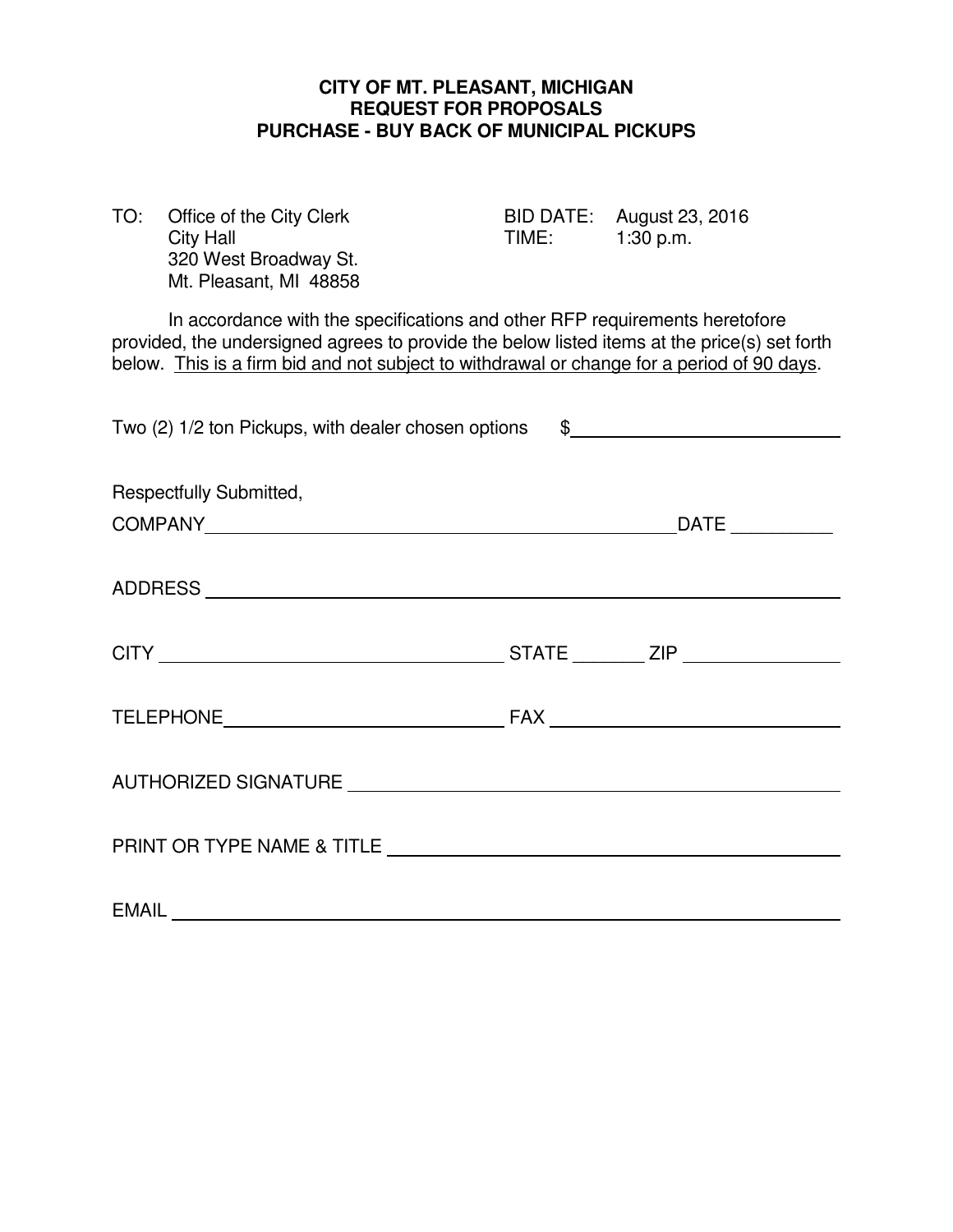# CITY OF MT. PLEASANT, MICHIGAN
## REQUEST FOR PROPOSALS
## PURCHASE - BUY BACK OF MUNICIPAL PICKUPS

TO: Office of the City Clerk
City Hall
320 West Broadway St.
Mt. Pleasant, MI 48858

BID DATE: August 23, 2016
TIME: 1:30 p.m.

In accordance with the specifications and other RFP requirements heretofore provided, the undersigned agrees to provide the below listed items at the price(s) set forth below. This is a firm bid and not subject to withdrawal or change for a period of 90 days.

Two (2) 1/2 ton Pickups, with dealer chosen options $\_\_\_\_\_\_\_\_\_\_\_\_\_\_\_\_\_\_\_\_

Respectfully Submitted,

COMPANY \_\_\_\_\_\_\_\_\_\_\_\_\_\_\_\_\_\_\_\_\_\_\_\_\_\_\_\_\_\_\_\_\_\_\_\_\_\_\_\_ DATE \_\_\_\_\_\_\_\_\_\_

ADDRESS \_\_\_\_\_\_\_\_\_\_\_\_\_\_\_\_\_\_\_\_\_\_\_\_\_\_\_\_\_\_\_\_\_\_\_\_\_\_\_\_\_\_\_\_\_\_\_\_\_\_

CITY \_\_\_\_\_\_\_\_\_\_\_\_\_\_\_\_\_\_\_\_\_\_\_\_\_\_\_\_ STATE \_\_\_\_\_\_\_ ZIP \_\_\_\_\_\_\_\_\_\_\_\_\_\_

TELEPHONE \_\_\_\_\_\_\_\_\_\_\_\_\_\_\_\_\_\_\_\_\_\_\_\_ FAX \_\_\_\_\_\_\_\_\_\_\_\_\_\_\_\_\_\_\_\_\_\_\_\_

AUTHORIZED SIGNATURE \_\_\_\_\_\_\_\_\_\_\_\_\_\_\_\_\_\_\_\_\_\_\_\_\_\_\_\_\_\_\_\_\_\_\_\_\_\_\_\_

PRINT OR TYPE NAME & TITLE \_\_\_\_\_\_\_\_\_\_\_\_\_\_\_\_\_\_\_\_\_\_\_\_\_\_\_\_\_\_\_\_\_\_\_\_

EMAIL \_\_\_\_\_\_\_\_\_\_\_\_\_\_\_\_\_\_\_\_\_\_\_\_\_\_\_\_\_\_\_\_\_\_\_\_\_\_\_\_\_\_\_\_\_\_\_\_\_\_\_\_\_\_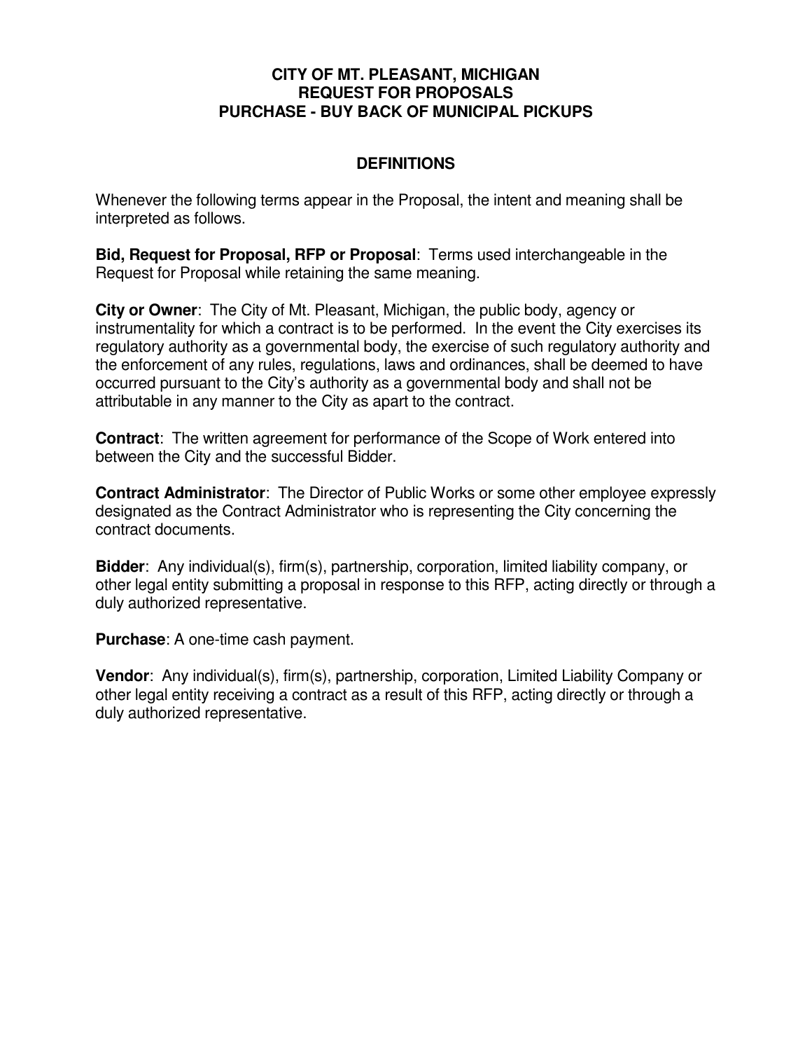# CITY OF MT. PLEASANT, MICHIGAN
# REQUEST FOR PROPOSALS
# PURCHASE - BUY BACK OF MUNICIPAL PICKUPS

## DEFINITIONS

Whenever the following terms appear in the Proposal, the intent and meaning shall be interpreted as follows.

**Bid, Request for Proposal, RFP or Proposal**: Terms used interchangeable in the Request for Proposal while retaining the same meaning.

**City or Owner**: The City of Mt. Pleasant, Michigan, the public body, agency or instrumentality for which a contract is to be performed. In the event the City exercises its regulatory authority as a governmental body, the exercise of such regulatory authority and the enforcement of any rules, regulations, laws and ordinances, shall be deemed to have occurred pursuant to the City's authority as a governmental body and shall not be attributable in any manner to the City as apart to the contract.

**Contract**: The written agreement for performance of the Scope of Work entered into between the City and the successful Bidder.

**Contract Administrator**: The Director of Public Works or some other employee expressly designated as the Contract Administrator who is representing the City concerning the contract documents.

**Bidder**: Any individual(s), firm(s), partnership, corporation, limited liability company, or other legal entity submitting a proposal in response to this RFP, acting directly or through a duly authorized representative.

**Purchase**: A one-time cash payment.

**Vendor**: Any individual(s), firm(s), partnership, corporation, Limited Liability Company or other legal entity receiving a contract as a result of this RFP, acting directly or through a duly authorized representative.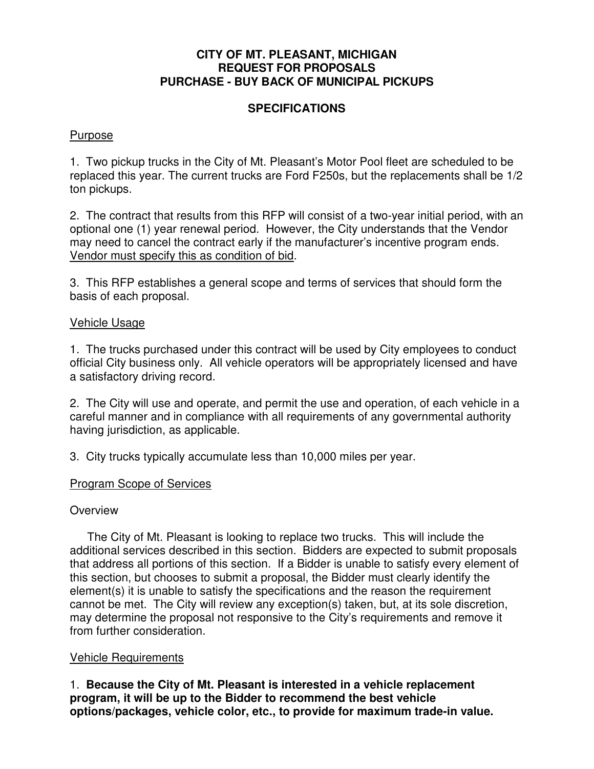**CITY OF MT. PLEASANT, MICHIGAN**
**REQUEST FOR PROPOSALS**
**PURCHASE - BUY BACK OF MUNICIPAL PICKUPS**

**SPECIFICATIONS**

<u>Purpose</u>

1. Two pickup trucks in the City of Mt. Pleasant's Motor Pool fleet are scheduled to be replaced this year. The current trucks are Ford F250s, but the replacements shall be 1/2 ton pickups.

2. The contract that results from this RFP will consist of a two-year initial period, with an optional one (1) year renewal period. However, the City understands that the Vendor may need to cancel the contract early if the manufacturer's incentive program ends. <u>Vendor must specify this as condition of bid</u>.

3. This RFP establishes a general scope and terms of services that should form the basis of each proposal.

<u>Vehicle Usage</u>

1. The trucks purchased under this contract will be used by City employees to conduct official City business only. All vehicle operators will be appropriately licensed and have a satisfactory driving record.

2. The City will use and operate, and permit the use and operation, of each vehicle in a careful manner and in compliance with all requirements of any governmental authority having jurisdiction, as applicable.

3. City trucks typically accumulate less than 10,000 miles per year.

<u>Program Scope of Services</u>

Overview

The City of Mt. Pleasant is looking to replace two trucks. This will include the additional services described in this section. Bidders are expected to submit proposals that address all portions of this section. If a Bidder is unable to satisfy every element of this section, but chooses to submit a proposal, the Bidder must clearly identify the element(s) it is unable to satisfy the specifications and the reason the requirement cannot be met. The City will review any exception(s) taken, but, at its sole discretion, may determine the proposal not responsive to the City's requirements and remove it from further consideration.

<u>Vehicle Requirements</u>

1. **Because the City of Mt. Pleasant is interested in a vehicle replacement program, it will be up to the Bidder to recommend the best vehicle options/packages, vehicle color, etc., to provide for maximum trade-in value.**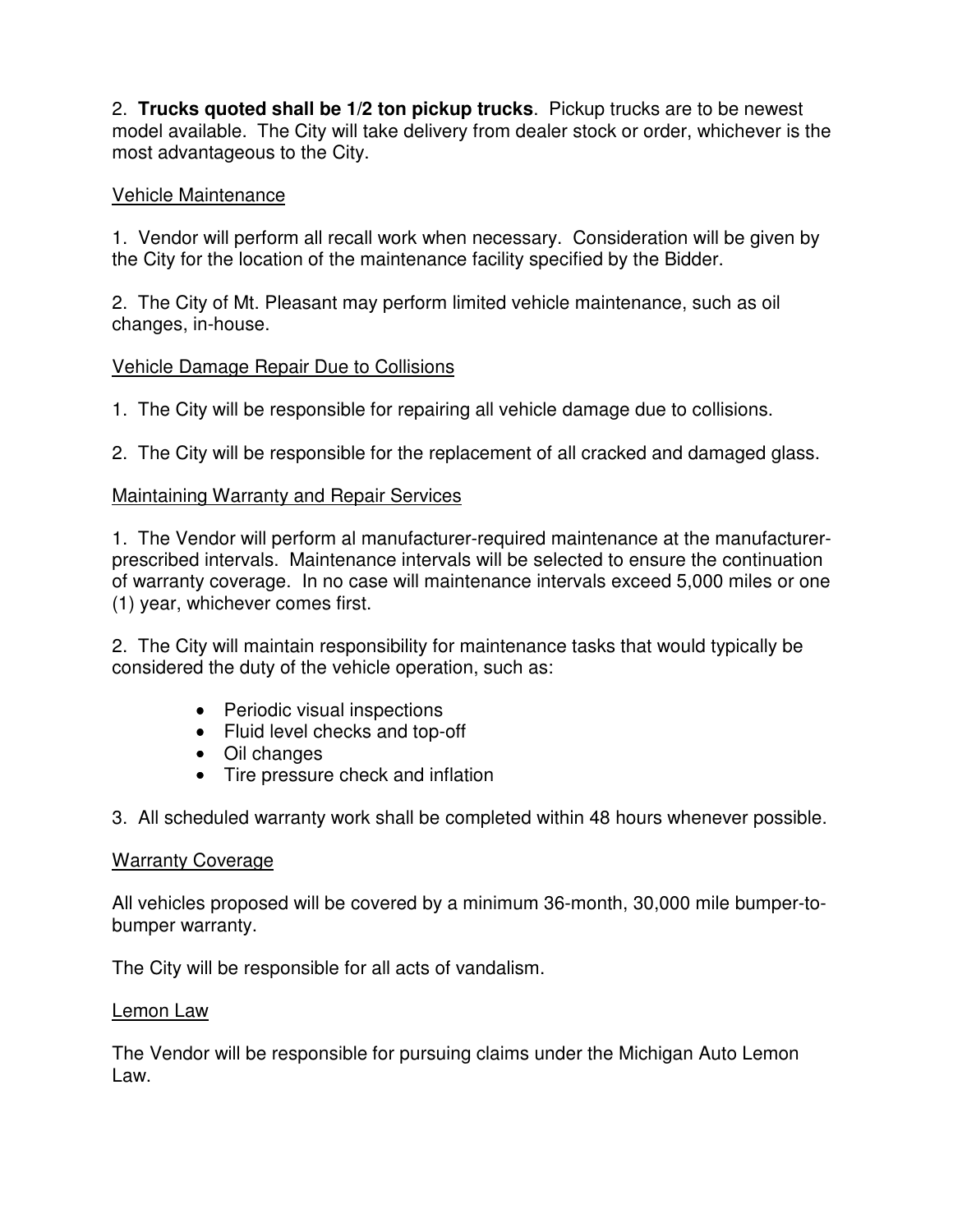2. **Trucks quoted shall be 1/2 ton pickup trucks**. Pickup trucks are to be newest model available. The City will take delivery from dealer stock or order, whichever is the most advantageous to the City.

<u>Vehicle Maintenance</u>

1. Vendor will perform all recall work when necessary. Consideration will be given by the City for the location of the maintenance facility specified by the Bidder.

2. The City of Mt. Pleasant may perform limited vehicle maintenance, such as oil changes, in-house.

<u>Vehicle Damage Repair Due to Collisions</u>

1. The City will be responsible for repairing all vehicle damage due to collisions.

2. The City will be responsible for the replacement of all cracked and damaged glass.

<u>Maintaining Warranty and Repair Services</u>

1. The Vendor will perform al manufacturer-required maintenance at the manufacturer-prescribed intervals. Maintenance intervals will be selected to ensure the continuation of warranty coverage. In no case will maintenance intervals exceed 5,000 miles or one (1) year, whichever comes first.

2. The City will maintain responsibility for maintenance tasks that would typically be considered the duty of the vehicle operation, such as:

- Periodic visual inspections
- Fluid level checks and top-off
- Oil changes
- Tire pressure check and inflation

3. All scheduled warranty work shall be completed within 48 hours whenever possible.

<u>Warranty Coverage</u>

All vehicles proposed will be covered by a minimum 36-month, 30,000 mile bumper-to-bumper warranty.

The City will be responsible for all acts of vandalism.

<u>Lemon Law</u>

The Vendor will be responsible for pursuing claims under the Michigan Auto Lemon Law.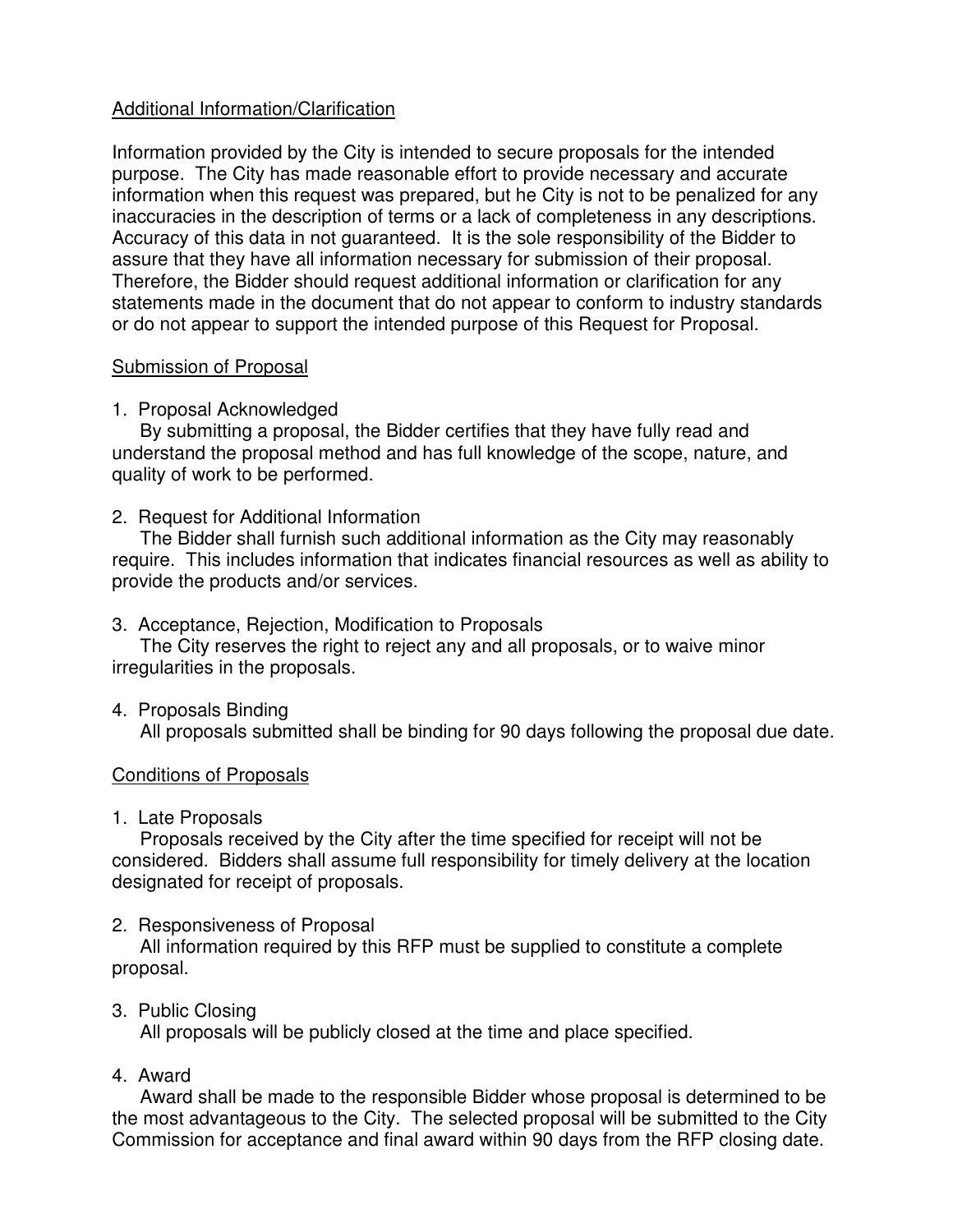Additional Information/Clarification

Information provided by the City is intended to secure proposals for the intended purpose. The City has made reasonable effort to provide necessary and accurate information when this request was prepared, but he City is not to be penalized for any inaccuracies in the description of terms or a lack of completeness in any descriptions. Accuracy of this data in not guaranteed. It is the sole responsibility of the Bidder to assure that they have all information necessary for submission of their proposal. Therefore, the Bidder should request additional information or clarification for any statements made in the document that do not appear to conform to industry standards or do not appear to support the intended purpose of this Request for Proposal.

Submission of Proposal

1. Proposal Acknowledged
   By submitting a proposal, the Bidder certifies that they have fully read and understand the proposal method and has full knowledge of the scope, nature, and quality of work to be performed.

2. Request for Additional Information
   The Bidder shall furnish such additional information as the City may reasonably require. This includes information that indicates financial resources as well as ability to provide the products and/or services.

3. Acceptance, Rejection, Modification to Proposals
   The City reserves the right to reject any and all proposals, or to waive minor irregularities in the proposals.

4. Proposals Binding
   All proposals submitted shall be binding for 90 days following the proposal due date.

Conditions of Proposals

1. Late Proposals
   Proposals received by the City after the time specified for receipt will not be considered. Bidders shall assume full responsibility for timely delivery at the location designated for receipt of proposals.

2. Responsiveness of Proposal
   All information required by this RFP must be supplied to constitute a complete proposal.

3. Public Closing
   All proposals will be publicly closed at the time and place specified.

4. Award
   Award shall be made to the responsible Bidder whose proposal is determined to be the most advantageous to the City. The selected proposal will be submitted to the City Commission for acceptance and final award within 90 days from the RFP closing date.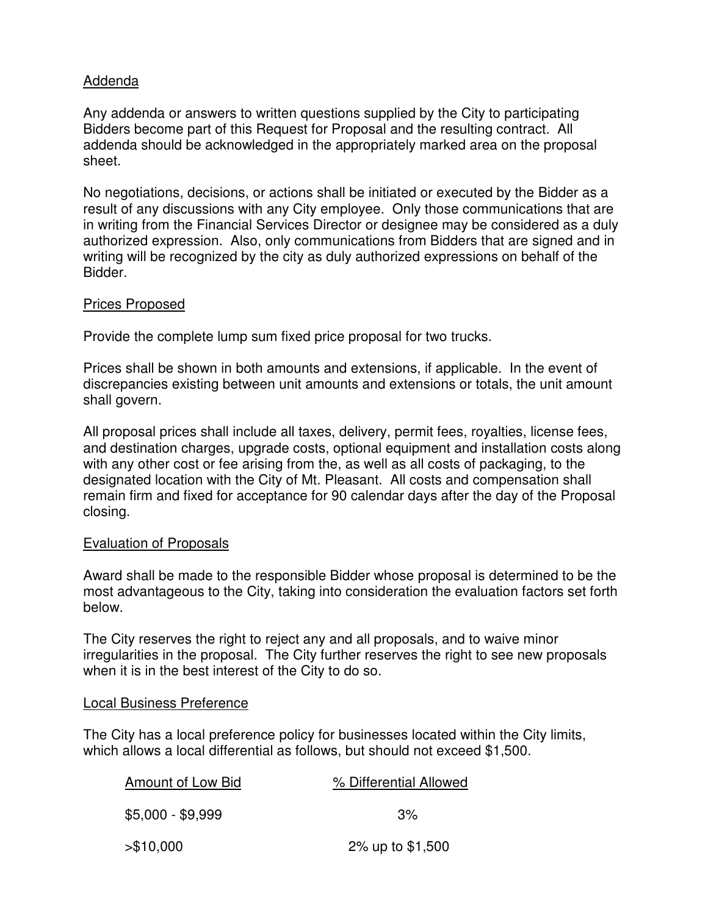## Addenda

Any addenda or answers to written questions supplied by the City to participating Bidders become part of this Request for Proposal and the resulting contract. All addenda should be acknowledged in the appropriately marked area on the proposal sheet.

No negotiations, decisions, or actions shall be initiated or executed by the Bidder as a result of any discussions with any City employee. Only those communications that are in writing from the Financial Services Director or designee may be considered as a duly authorized expression. Also, only communications from Bidders that are signed and in writing will be recognized by the city as duly authorized expressions on behalf of the Bidder.

## Prices Proposed

Provide the complete lump sum fixed price proposal for two trucks.

Prices shall be shown in both amounts and extensions, if applicable. In the event of discrepancies existing between unit amounts and extensions or totals, the unit amount shall govern.

All proposal prices shall include all taxes, delivery, permit fees, royalties, license fees, and destination charges, upgrade costs, optional equipment and installation costs along with any other cost or fee arising from the, as well as all costs of packaging, to the designated location with the City of Mt. Pleasant. All costs and compensation shall remain firm and fixed for acceptance for 90 calendar days after the day of the Proposal closing.

## Evaluation of Proposals

Award shall be made to the responsible Bidder whose proposal is determined to be the most advantageous to the City, taking into consideration the evaluation factors set forth below.

The City reserves the right to reject any and all proposals, and to waive minor irregularities in the proposal. The City further reserves the right to see new proposals when it is in the best interest of the City to do so.

## Local Business Preference

The City has a local preference policy for businesses located within the City limits, which allows a local differential as follows, but should not exceed $1,500.

| Amount of Low Bid | % Differential Allowed |
|---|---|
| $5,000 - $9,999 | 3% |
| >$10,000 | 2% up to $1,500 |